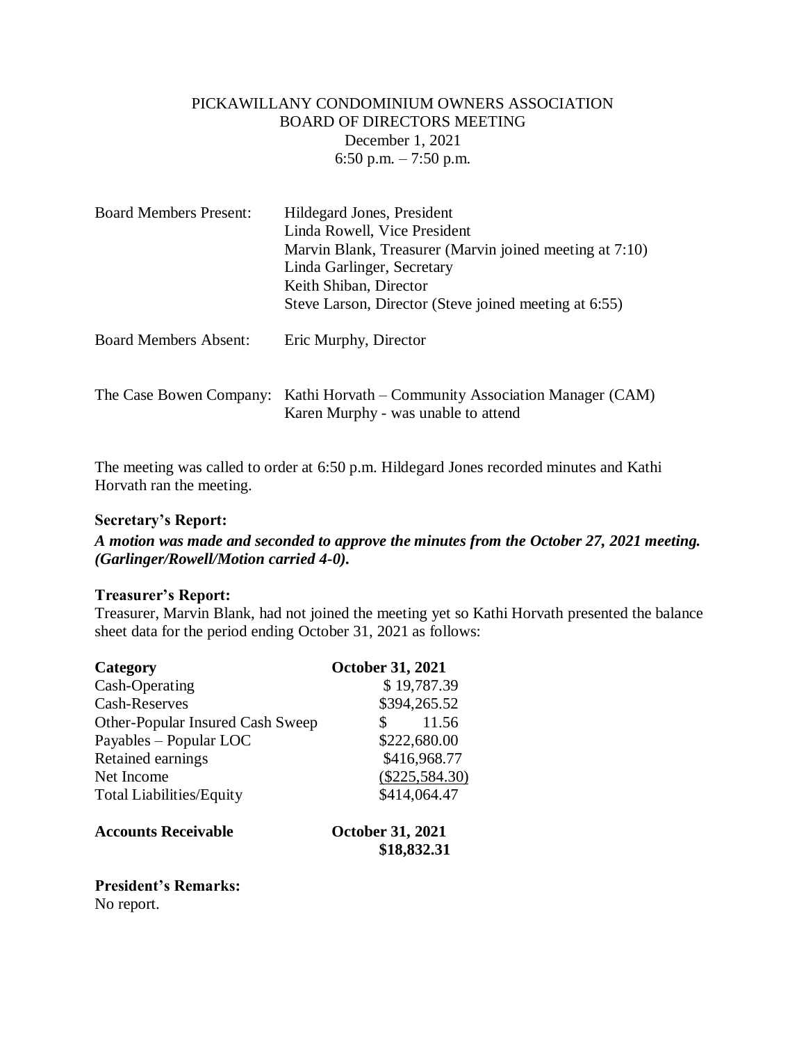# PICKAWILLANY CONDOMINIUM OWNERS ASSOCIATION
## BOARD OF DIRECTORS MEETING
December 1, 2021
6:50 p.m. – 7:50 p.m.

| | |
|---|---|
| Board Members Present: | Hildegard Jones, President<br>Linda Rowell, Vice President<br>Marvin Blank, Treasurer (Marvin joined meeting at 7:10)<br>Linda Garlinger, Secretary<br>Keith Shiban, Director<br>Steve Larson, Director (Steve joined meeting at 6:55) |
| Board Members Absent: | Eric Murphy, Director |
| The Case Bowen Company: | Kathi Horvath – Community Association Manager (CAM)<br>Karen Murphy - was unable to attend |

The meeting was called to order at 6:50 p.m. Hildegard Jones recorded minutes and Kathi Horvath ran the meeting.

**Secretary's Report:**

***A motion was made and seconded to approve the minutes from the October 27, 2021 meeting. (Garlinger/Rowell/Motion carried 4-0).***

**Treasurer's Report:**

Treasurer, Marvin Blank, had not joined the meeting yet so Kathi Horvath presented the balance sheet data for the period ending October 31, 2021 as follows:

| **Category** | **October 31, 2021** |
|---|---|
| Cash-Operating | $ 19,787.39 |
| Cash-Reserves | $394,265.52 |
| Other-Popular Insured Cash Sweep | $ 11.56 |
| Payables – Popular LOC | $222,680.00 |
| Retained earnings | $416,968.77 |
| Net Income | ($225,584.30) |
| Total Liabilities/Equity | $414,064.47 |

| **Accounts Receivable** | **October 31, 2021** |
|---|---|
| | **$18,832.31** |

**President's Remarks:**

No report.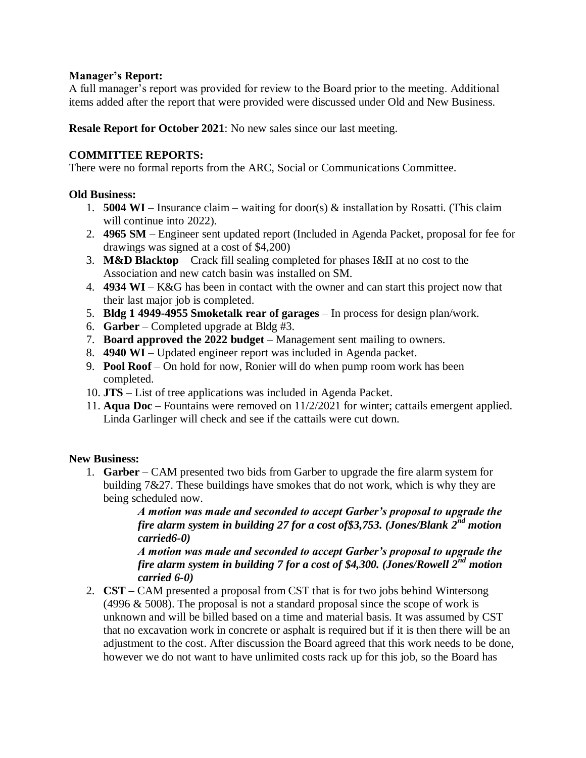**Manager's Report:**
A full manager's report was provided for review to the Board prior to the meeting. Additional items added after the report that were provided were discussed under Old and New Business.

**Resale Report for October 2021**: No new sales since our last meeting.

**COMMITTEE REPORTS:**
There were no formal reports from the ARC, Social or Communications Committee.

**Old Business:**

1. **5004 WI** – Insurance claim – waiting for door(s) & installation by Rosatti. (This claim will continue into 2022).
2. **4965 SM** – Engineer sent updated report (Included in Agenda Packet, proposal for fee for drawings was signed at a cost of $4,200)
3. **M&D Blacktop** – Crack fill sealing completed for phases I&II at no cost to the Association and new catch basin was installed on SM.
4. **4934 WI** – K&G has been in contact with the owner and can start this project now that their last major job is completed.
5. **Bldg 1 4949-4955 Smoketalk rear of garages** – In process for design plan/work.
6. **Garber** – Completed upgrade at Bldg #3.
7. **Board approved the 2022 budget** – Management sent mailing to owners.
8. **4940 WI** – Updated engineer report was included in Agenda packet.
9. **Pool Roof** – On hold for now, Ronier will do when pump room work has been completed.
10. **JTS** – List of tree applications was included in Agenda Packet.
11. **Aqua Doc** – Fountains were removed on 11/2/2021 for winter; cattails emergent applied. Linda Garlinger will check and see if the cattails were cut down.

**New Business:**

1. **Garber** – CAM presented two bids from Garber to upgrade the fire alarm system for building 7&27. These buildings have smokes that do not work, which is why they are being scheduled now.

   ***A motion was made and seconded to accept Garber's proposal to upgrade the fire alarm system in building 27 for a cost of$3,753. (Jones/Blank 2nd motion carried6-0)***

   ***A motion was made and seconded to accept Garber's proposal to upgrade the fire alarm system in building 7 for a cost of $4,300. (Jones/Rowell 2nd motion carried 6-0)***

2. **CST –** CAM presented a proposal from CST that is for two jobs behind Wintersong (4996 & 5008). The proposal is not a standard proposal since the scope of work is unknown and will be billed based on a time and material basis. It was assumed by CST that no excavation work in concrete or asphalt is required but if it is then there will be an adjustment to the cost. After discussion the Board agreed that this work needs to be done, however we do not want to have unlimited costs rack up for this job, so the Board has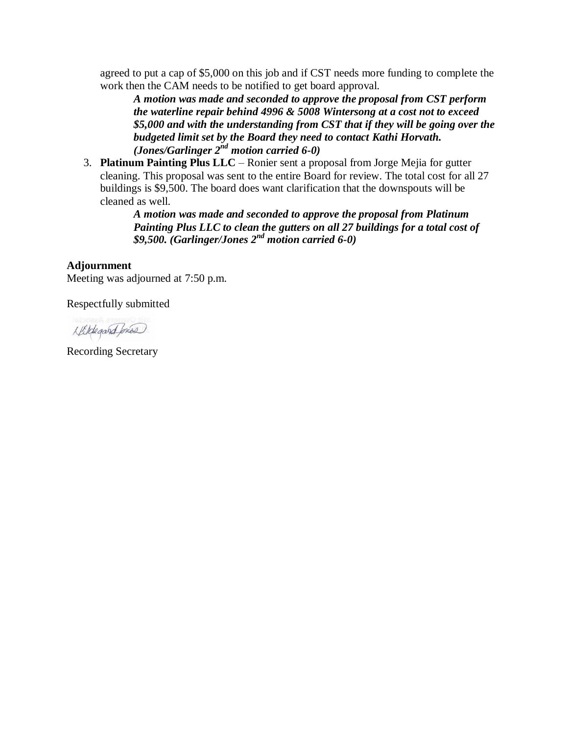agreed to put a cap of $5,000 on this job and if CST needs more funding to complete the work then the CAM needs to be notified to get board approval.

> ***A motion was made and seconded to approve the proposal from CST perform the waterline repair behind 4996 & 5008 Wintersong at a cost not to exceed $5,000 and with the understanding from CST that if they will be going over the budgeted limit set by the Board they need to contact Kathi Horvath. (Jones/Garlinger 2nd motion carried 6-0)***

3. **Platinum Painting Plus LLC** – Ronier sent a proposal from Jorge Mejia for gutter cleaning. This proposal was sent to the entire Board for review. The total cost for all 27 buildings is $9,500. The board does want clarification that the downspouts will be cleaned as well.

> ***A motion was made and seconded to approve the proposal from Platinum Painting Plus LLC to clean the gutters on all 27 buildings for a total cost of $9,500. (Garlinger/Jones 2nd motion carried 6-0)***

**Adjournment**

Meeting was adjourned at 7:50 p.m.

Respectfully submitted

Hildegard Jones

Recording Secretary